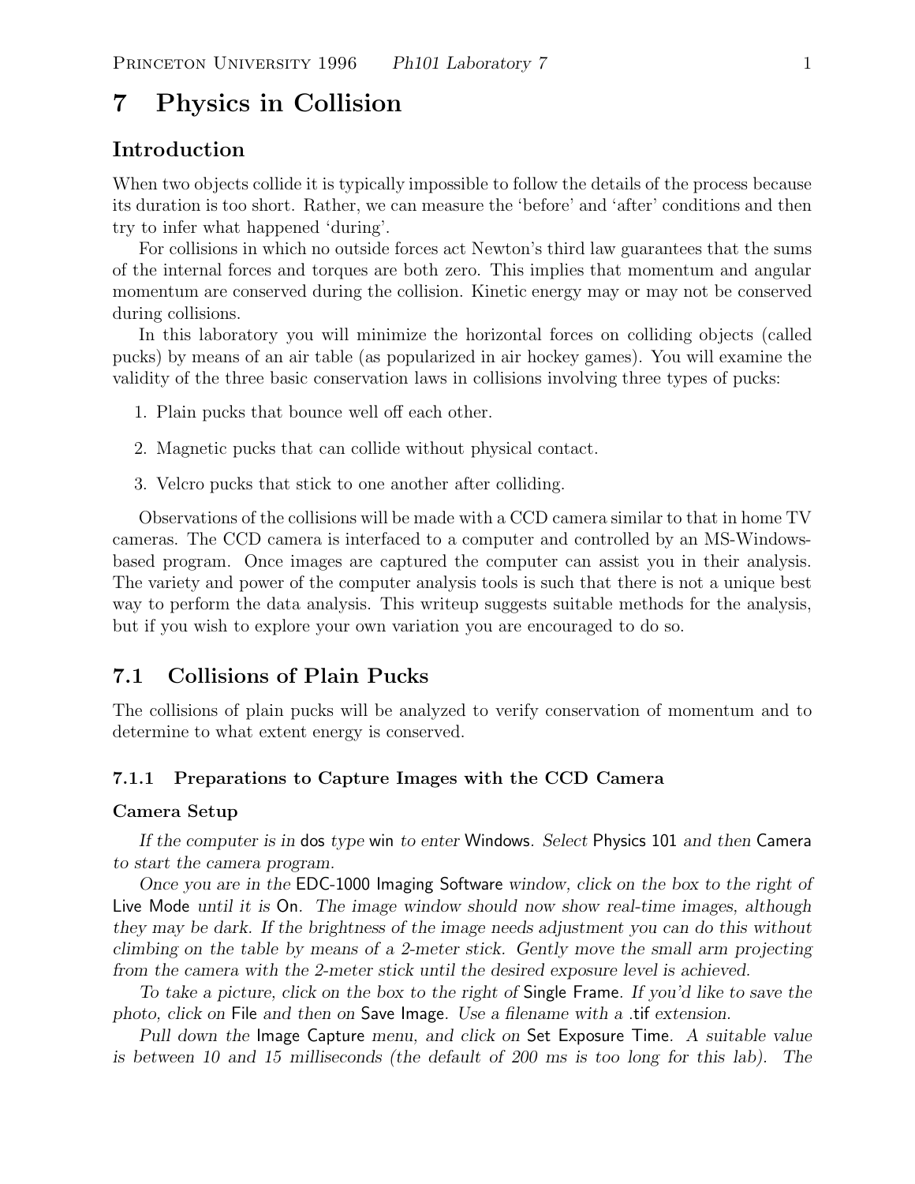# 7 Physics in Collision

## Introduction

When two objects collide it is typically impossible to follow the details of the process because its duration is too short. Rather, we can measure the 'before' and 'after' conditions and then try to infer what happened 'during'.

For collisions in which no outside forces act Newton's third law guarantees that the sums of the internal forces and torques are both zero. This implies that momentum and angular momentum are conserved during the collision. Kinetic energy may or may not be conserved during collisions.

In this laboratory you will minimize the horizontal forces on colliding objects (called pucks) by means of an air table (as popularized in air hockey games). You will examine the validity of the three basic conservation laws in collisions involving three types of pucks:

1. Plain pucks that bounce well off each other.
2. Magnetic pucks that can collide without physical contact.
3. Velcro pucks that stick to one another after colliding.

Observations of the collisions will be made with a CCD camera similar to that in home TV cameras. The CCD camera is interfaced to a computer and controlled by an MS-Windows-based program. Once images are captured the computer can assist you in their analysis. The variety and power of the computer analysis tools is such that there is not a unique best way to perform the data analysis. This writeup suggests suitable methods for the analysis, but if you wish to explore your own variation you are encouraged to do so.

## 7.1 Collisions of Plain Pucks

The collisions of plain pucks will be analyzed to verify conservation of momentum and to determine to what extent energy is conserved.

### 7.1.1 Preparations to Capture Images with the CCD Camera

**Camera Setup**

*If the computer is in* dos *type* win *to enter* Windows*. Select* Physics 101 *and then* Camera *to start the camera program.*

*Once you are in the* EDC-1000 Imaging Software *window, click on the box to the right of* Live Mode *until it is* On*. The image window should now show real-time images, although they may be dark. If the brightness of the image needs adjustment you can do this without climbing on the table by means of a 2-meter stick. Gently move the small arm projecting from the camera with the 2-meter stick until the desired exposure level is achieved.*

*To take a picture, click on the box to the right of* Single Frame*. If you'd like to save the photo, click on* File *and then on* Save Image*. Use a filename with a* .tif *extension.*

*Pull down the* Image Capture *menu, and click on* Set Exposure Time*. A suitable value is between 10 and 15 milliseconds (the default of 200 ms is too long for this lab). The*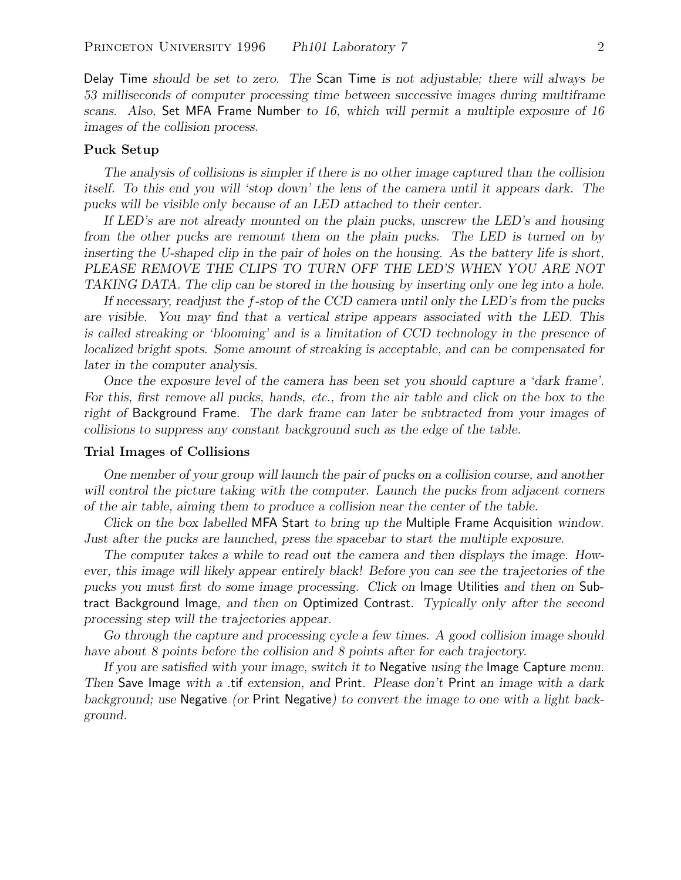Delay Time *should be set to zero. The* Scan Time *is not adjustable; there will always be 53 milliseconds of computer processing time between successive images during multiframe scans. Also,* Set MFA Frame Number *to 16, which will permit a multiple exposure of 16 images of the collision process.*

### Puck Setup

*The analysis of collisions is simpler if there is no other image captured than the collision itself. To this end you will 'stop down' the lens of the camera until it appears dark. The pucks will be visible only because of an LED attached to their center.*

*If LED's are not already mounted on the plain pucks, unscrew the LED's and housing from the other pucks are remount them on the plain pucks. The LED is turned on by inserting the U-shaped clip in the pair of holes on the housing. As the battery life is short, PLEASE REMOVE THE CLIPS TO TURN OFF THE LED'S WHEN YOU ARE NOT TAKING DATA. The clip can be stored in the housing by inserting only one leg into a hole.*

*If necessary, readjust the $f$-stop of the CCD camera until only the LED's from the pucks are visible. You may find that a vertical stripe appears associated with the LED. This is called streaking or 'blooming' and is a limitation of CCD technology in the presence of localized bright spots. Some amount of streaking is acceptable, and can be compensated for later in the computer analysis.*

*Once the exposure level of the camera has been set you should capture a 'dark frame'. For this, first remove all pucks, hands, etc., from the air table and click on the box to the right of* Background Frame*. The dark frame can later be subtracted from your images of collisions to suppress any constant background such as the edge of the table.*

### Trial Images of Collisions

*One member of your group will launch the pair of pucks on a collision course, and another will control the picture taking with the computer. Launch the pucks from adjacent corners of the air table, aiming them to produce a collision near the center of the table.*

*Click on the box labelled* MFA Start *to bring up the* Multiple Frame Acquisition *window. Just after the pucks are launched, press the spacebar to start the multiple exposure.*

*The computer takes a while to read out the camera and then displays the image. However, this image will likely appear entirely black! Before you can see the trajectories of the pucks you must first do some image processing. Click on* Image Utilities *and then on* Subtract Background Image*, and then on* Optimized Contrast*. Typically only after the second processing step will the trajectories appear.*

*Go through the capture and processing cycle a few times. A good collision image should have about 8 points before the collision and 8 points after for each trajectory.*

*If you are satisfied with your image, switch it to* Negative *using the* Image Capture *menu. Then* Save Image *with a* .tif *extension, and* Print*. Please don't* Print *an image with a dark background; use* Negative *(or* Print Negative*) to convert the image to one with a light background.*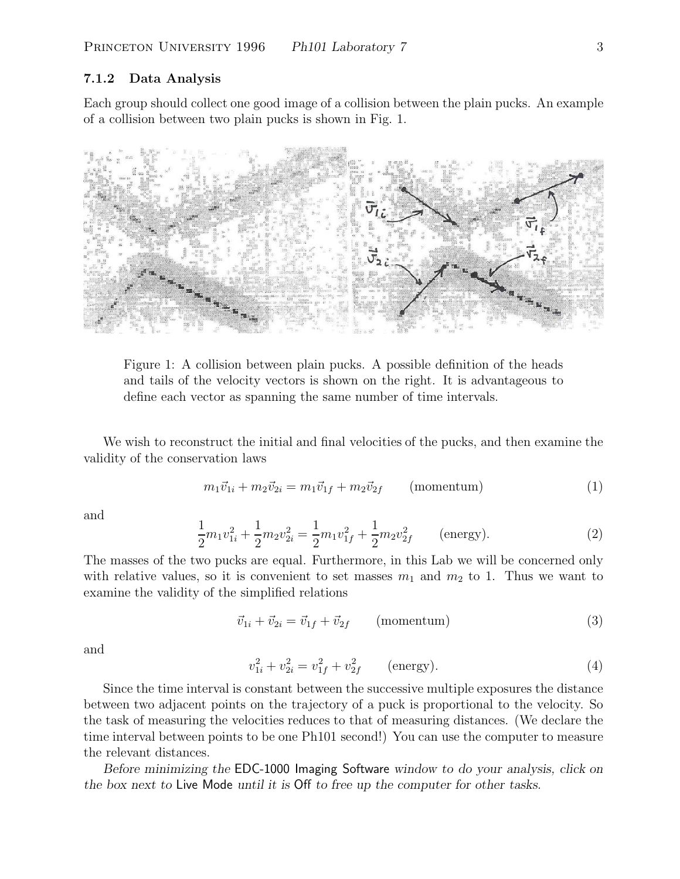### 7.1.2 Data Analysis

Each group should collect one good image of a collision between the plain pucks. An example of a collision between two plain pucks is shown in Fig. 1.

Figure 1: A collision between plain pucks. A possible definition of the heads and tails of the velocity vectors is shown on the right. It is advantageous to define each vector as spanning the same number of time intervals.

We wish to reconstruct the initial and final velocities of the pucks, and then examine the validity of the conservation laws

$$m_1\vec{v}_{1i} + m_2\vec{v}_{2i} = m_1\vec{v}_{1f} + m_2\vec{v}_{2f} \qquad \text{(momentum)} \tag{1}$$

and

$$\frac{1}{2}m_1 v_{1i}^2 + \frac{1}{2}m_2 v_{2i}^2 = \frac{1}{2}m_1 v_{1f}^2 + \frac{1}{2}m_2 v_{2f}^2 \qquad \text{(energy)}. \tag{2}$$

The masses of the two pucks are equal. Furthermore, in this Lab we will be concerned only with relative values, so it is convenient to set masses $m_1$ and $m_2$ to 1. Thus we want to examine the validity of the simplified relations

$$\vec{v}_{1i} + \vec{v}_{2i} = \vec{v}_{1f} + \vec{v}_{2f} \qquad \text{(momentum)} \tag{3}$$

and

$$v_{1i}^2 + v_{2i}^2 = v_{1f}^2 + v_{2f}^2 \qquad \text{(energy)}. \tag{4}$$

Since the time interval is constant between the successive multiple exposures the distance between two adjacent points on the trajectory of a puck is proportional to the velocity. So the task of measuring the velocities reduces to that of measuring distances. (We declare the time interval between points to be one Ph101 second!) You can use the computer to measure the relevant distances.

*Before minimizing the* EDC-1000 Imaging Software *window to do your analysis, click on the box next to* Live Mode *until it is* Off *to free up the computer for other tasks.*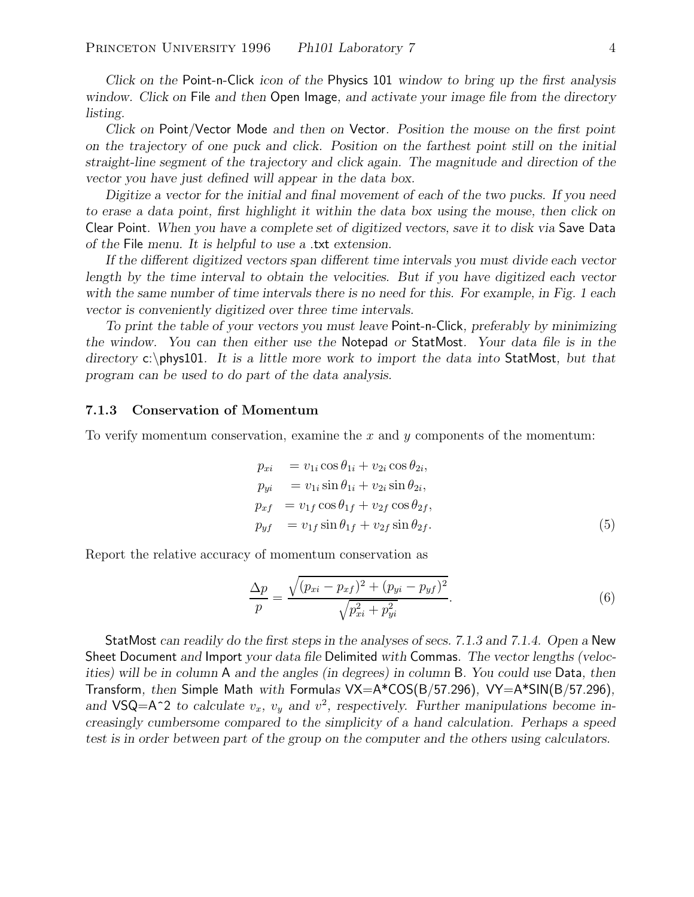*Click on the* Point-n-Click *icon of the* Physics 101 *window to bring up the first analysis window. Click on* File *and then* Open Image, *and activate your image file from the directory listing.*

*Click on* Point/Vector Mode *and then on* Vector. *Position the mouse on the first point on the trajectory of one puck and click. Position on the farthest point still on the initial straight-line segment of the trajectory and click again. The magnitude and direction of the vector you have just defined will appear in the data box.*

*Digitize a vector for the initial and final movement of each of the two pucks. If you need to erase a data point, first highlight it within the data box using the mouse, then click on* Clear Point. *When you have a complete set of digitized vectors, save it to disk via* Save Data *of the* File *menu. It is helpful to use a* .txt *extension.*

*If the different digitized vectors span different time intervals you must divide each vector length by the time interval to obtain the velocities. But if you have digitized each vector with the same number of time intervals there is no need for this. For example, in Fig. 1 each vector is conveniently digitized over three time intervals.*

*To print the table of your vectors you must leave* Point-n-Click, *preferably by minimizing the window. You can then either use the* Notepad *or* StatMost. *Your data file is in the directory* c:\phys101. *It is a little more work to import the data into* StatMost, *but that program can be used to do part of the data analysis.*

### 7.1.3 Conservation of Momentum

To verify momentum conservation, examine the $x$ and $y$ components of the momentum:

$$
\begin{aligned}
p_{xi} &= v_{1i}\cos\theta_{1i} + v_{2i}\cos\theta_{2i}, \\
p_{yi} &= v_{1i}\sin\theta_{1i} + v_{2i}\sin\theta_{2i}, \\
p_{xf} &= v_{1f}\cos\theta_{1f} + v_{2f}\cos\theta_{2f}, \\
p_{yf} &= v_{1f}\sin\theta_{1f} + v_{2f}\sin\theta_{2f}.
\end{aligned} \tag{5}
$$

Report the relative accuracy of momentum conservation as

$$
\frac{\Delta p}{p} = \frac{\sqrt{(p_{xi} - p_{xf})^2 + (p_{yi} - p_{yf})^2}}{\sqrt{p_{xi}^2 + p_{yi}^2}}. \tag{6}
$$

StatMost *can readily do the first steps in the analyses of secs. 7.1.3 and 7.1.4. Open a* New Sheet Document *and* Import *your data file* Delimited *with* Commas. *The vector lengths (velocities) will be in column* A *and the angles (in degrees) in column* B. *You could use* Data, *then* Transform, *then* Simple Math *with* Formulas VX=A*COS(B/57.296), VY=A*SIN(B/57.296), *and* VSQ=A^2 *to calculate $v_x$, $v_y$ and $v^2$, respectively. Further manipulations become increasingly cumbersome compared to the simplicity of a hand calculation. Perhaps a speed test is in order between part of the group on the computer and the others using calculators.*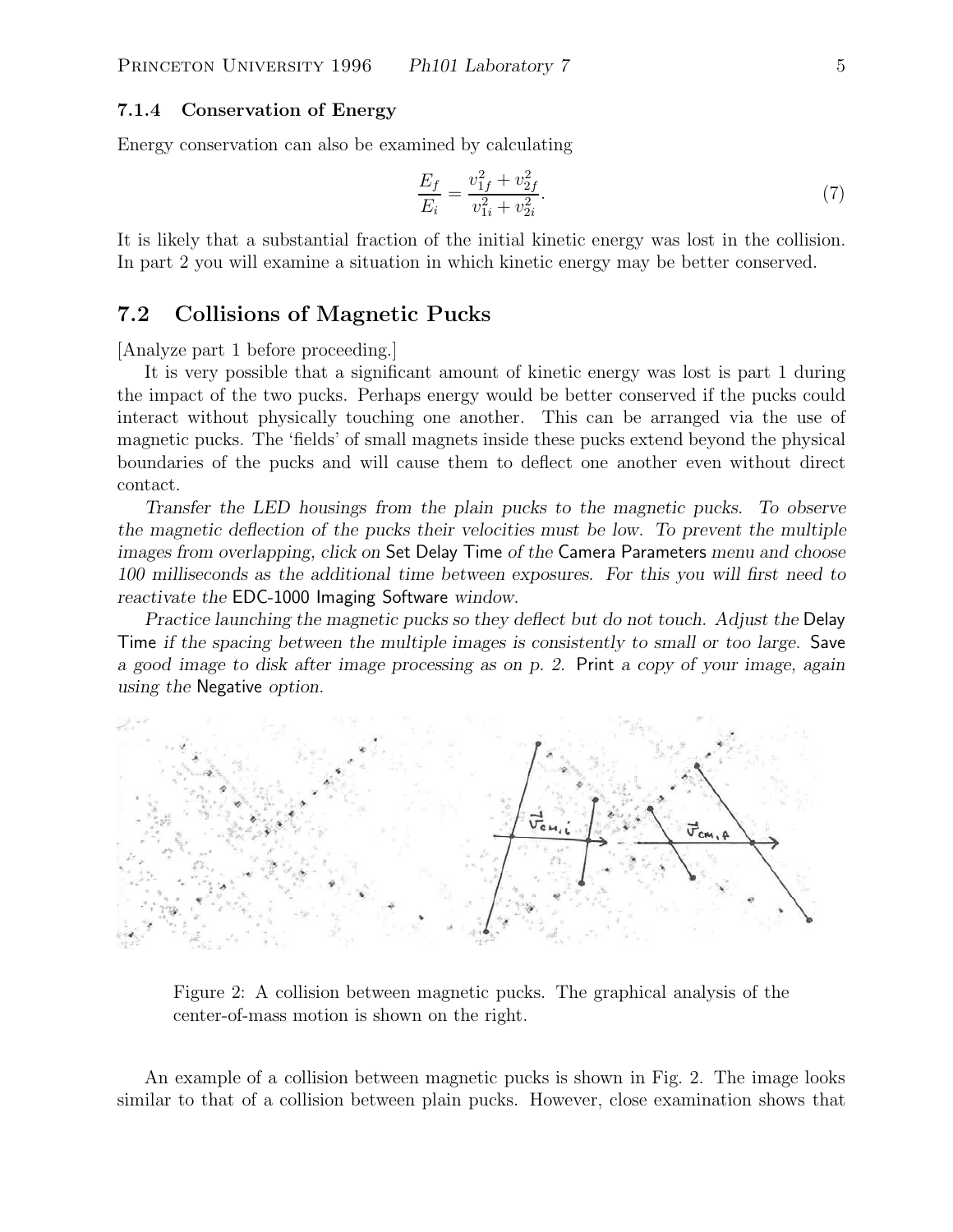### 7.1.4 Conservation of Energy

Energy conservation can also be examined by calculating

$$\frac{E_f}{E_i} = \frac{v_{1f}^2 + v_{2f}^2}{v_{1i}^2 + v_{2i}^2}. \tag{7}$$

It is likely that a substantial fraction of the initial kinetic energy was lost in the collision. In part 2 you will examine a situation in which kinetic energy may be better conserved.

## 7.2 Collisions of Magnetic Pucks

[Analyze part 1 before proceeding.]

It is very possible that a significant amount of kinetic energy was lost is part 1 during the impact of the two pucks. Perhaps energy would be better conserved if the pucks could interact without physically touching one another. This can be arranged via the use of magnetic pucks. The 'fields' of small magnets inside these pucks extend beyond the physical boundaries of the pucks and will cause them to deflect one another even without direct contact.

*Transfer the LED housings from the plain pucks to the magnetic pucks. To observe the magnetic deflection of the pucks their velocities must be low. To prevent the multiple images from overlapping, click on* Set Delay Time *of the* Camera Parameters *menu and choose 100 milliseconds as the additional time between exposures. For this you will first need to reactivate the* EDC-1000 Imaging Software *window.*

*Practice launching the magnetic pucks so they deflect but do not touch. Adjust the* Delay Time *if the spacing between the multiple images is consistently to small or too large.* Save *a good image to disk after image processing as on p. 2.* Print *a copy of your image, again using the* Negative *option.*

Figure 2: A collision between magnetic pucks. The graphical analysis of the center-of-mass motion is shown on the right.

An example of a collision between magnetic pucks is shown in Fig. 2. The image looks similar to that of a collision between plain pucks. However, close examination shows that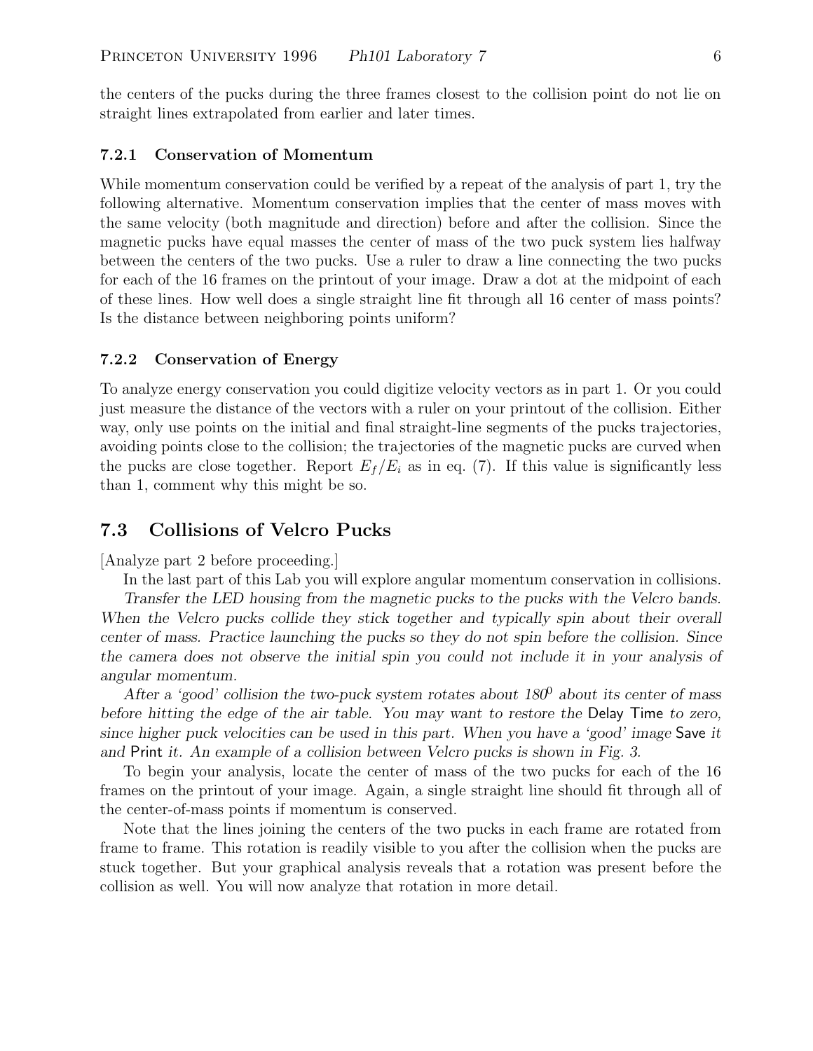the centers of the pucks during the three frames closest to the collision point do not lie on straight lines extrapolated from earlier and later times.

### 7.2.1 Conservation of Momentum

While momentum conservation could be verified by a repeat of the analysis of part 1, try the following alternative. Momentum conservation implies that the center of mass moves with the same velocity (both magnitude and direction) before and after the collision. Since the magnetic pucks have equal masses the center of mass of the two puck system lies halfway between the centers of the two pucks. Use a ruler to draw a line connecting the two pucks for each of the 16 frames on the printout of your image. Draw a dot at the midpoint of each of these lines. How well does a single straight line fit through all 16 center of mass points? Is the distance between neighboring points uniform?

### 7.2.2 Conservation of Energy

To analyze energy conservation you could digitize velocity vectors as in part 1. Or you could just measure the distance of the vectors with a ruler on your printout of the collision. Either way, only use points on the initial and final straight-line segments of the pucks trajectories, avoiding points close to the collision; the trajectories of the magnetic pucks are curved when the pucks are close together. Report $E_f/E_i$ as in eq. (7). If this value is significantly less than 1, comment why this might be so.

## 7.3 Collisions of Velcro Pucks

[Analyze part 2 before proceeding.]

In the last part of this Lab you will explore angular momentum conservation in collisions. *Transfer the LED housing from the magnetic pucks to the pucks with the Velcro bands. When the Velcro pucks collide they stick together and typically spin about their overall center of mass. Practice launching the pucks so they do not spin before the collision. Since the camera does not observe the initial spin you could not include it in your analysis of angular momentum.*

*After a 'good' collision the two-puck system rotates about $180^0$ about its center of mass before hitting the edge of the air table. You may want to restore the* Delay Time *to zero, since higher puck velocities can be used in this part. When you have a 'good' image* Save *it and* Print *it. An example of a collision between Velcro pucks is shown in Fig. 3.*

To begin your analysis, locate the center of mass of the two pucks for each of the 16 frames on the printout of your image. Again, a single straight line should fit through all of the center-of-mass points if momentum is conserved.

Note that the lines joining the centers of the two pucks in each frame are rotated from frame to frame. This rotation is readily visible to you after the collision when the pucks are stuck together. But your graphical analysis reveals that a rotation was present before the collision as well. You will now analyze that rotation in more detail.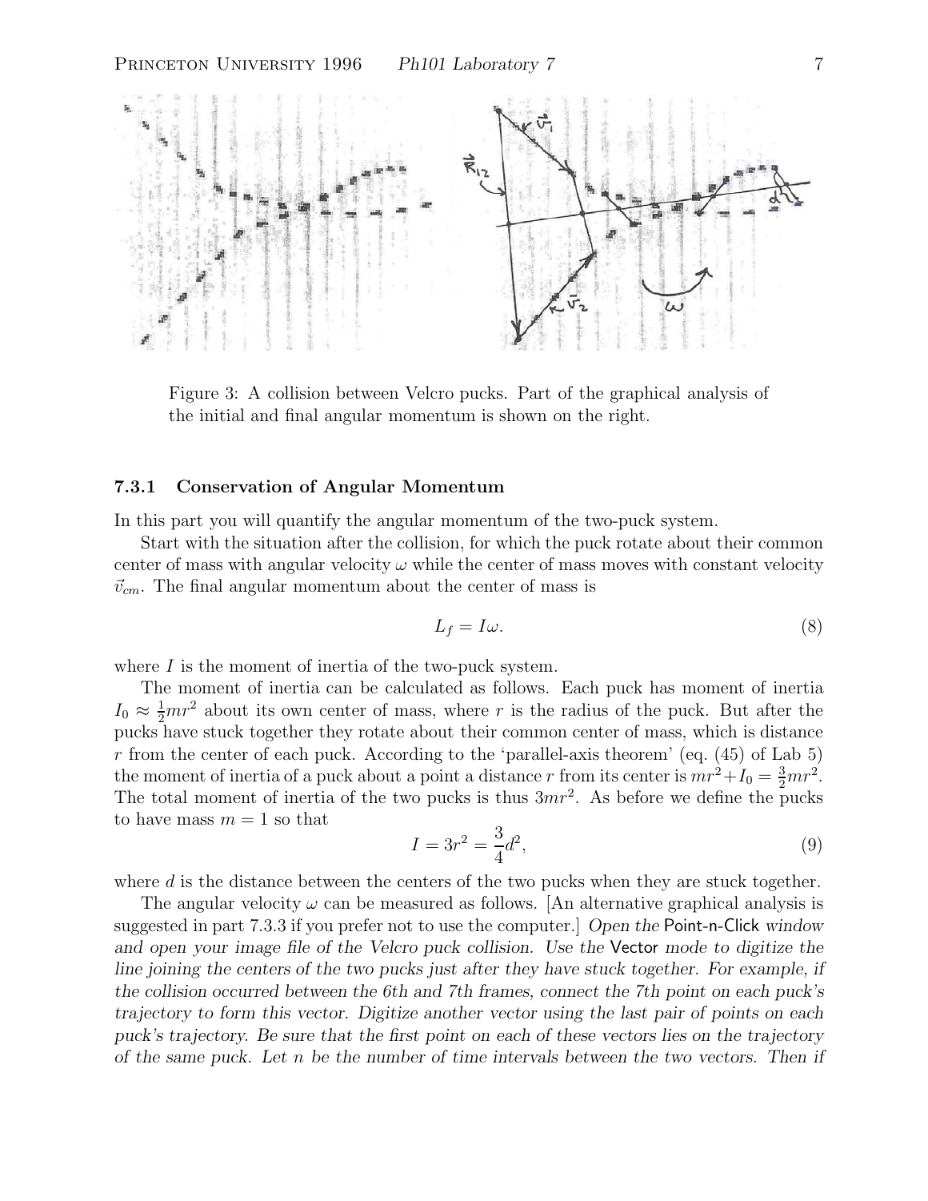Figure 3: A collision between Velcro pucks. Part of the graphical analysis of the initial and final angular momentum is shown on the right.

### 7.3.1 Conservation of Angular Momentum

In this part you will quantify the angular momentum of the two-puck system.

Start with the situation after the collision, for which the puck rotate about their common center of mass with angular velocity $\omega$ while the center of mass moves with constant velocity $\vec{v}_{cm}$. The final angular momentum about the center of mass is

$$L_f = I\omega. \tag{8}$$

where $I$ is the moment of inertia of the two-puck system.

The moment of inertia can be calculated as follows. Each puck has moment of inertia $I_0 \approx \frac{1}{2}mr^2$ about its own center of mass, where $r$ is the radius of the puck. But after the pucks have stuck together they rotate about their common center of mass, which is distance $r$ from the center of each puck. According to the 'parallel-axis theorem' (eq. (45) of Lab 5) the moment of inertia of a puck about a point a distance $r$ from its center is $mr^2 + I_0 = \frac{3}{2}mr^2$. The total moment of inertia of the two pucks is thus $3mr^2$. As before we define the pucks to have mass $m = 1$ so that

$$I = 3r^2 = \frac{3}{4}d^2, \tag{9}$$

where $d$ is the distance between the centers of the two pucks when they are stuck together.

The angular velocity $\omega$ can be measured as follows. [An alternative graphical analysis is suggested in part 7.3.3 if you prefer not to use the computer.] *Open the* Point-n-Click *window and open your image file of the Velcro puck collision. Use the* Vector *mode to digitize the line joining the centers of the two pucks just after they have stuck together. For example, if the collision occurred between the 6th and 7th frames, connect the 7th point on each puck's trajectory to form this vector. Digitize another vector using the last pair of points on each puck's trajectory. Be sure that the first point on each of these vectors lies on the trajectory of the same puck. Let $n$ be the number of time intervals between the two vectors. Then if*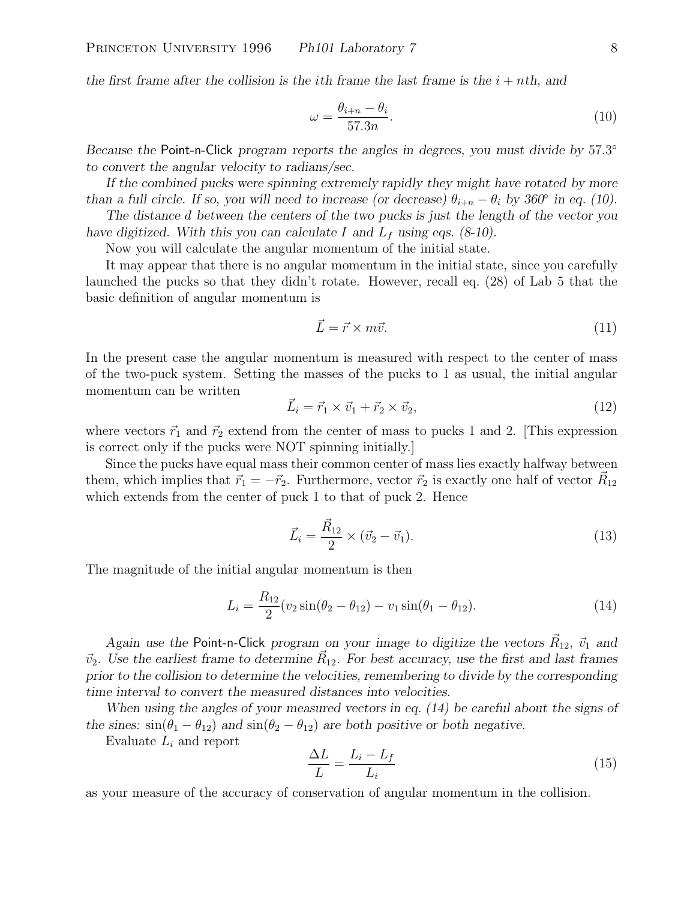*the first frame after the collision is the $i$th frame the last frame is the $i+n$th, and*

$$\omega = \frac{\theta_{i+n} - \theta_i}{57.3n}. \tag{10}$$

*Because the* Point-n-Click *program reports the angles in degrees, you must divide by $57.3^\circ$ to convert the angular velocity to radians/sec.*

*If the combined pucks were spinning extremely rapidly they might have rotated by more than a full circle. If so, you will need to increase (or decrease) $\theta_{i+n} - \theta_i$ by $360^\circ$ in eq. (10).*

*The distance $d$ between the centers of the two pucks is just the length of the vector you have digitized. With this you can calculate $I$ and $L_f$ using eqs. (8-10).*

Now you will calculate the angular momentum of the initial state.

It may appear that there is no angular momentum in the initial state, since you carefully launched the pucks so that they didn't rotate. However, recall eq. (28) of Lab 5 that the basic definition of angular momentum is

$$\vec{L} = \vec{r} \times m\vec{v}. \tag{11}$$

In the present case the angular momentum is measured with respect to the center of mass of the two-puck system. Setting the masses of the pucks to 1 as usual, the initial angular momentum can be written

$$\vec{L}_i = \vec{r}_1 \times \vec{v}_1 + \vec{r}_2 \times \vec{v}_2, \tag{12}$$

where vectors $\vec{r}_1$ and $\vec{r}_2$ extend from the center of mass to pucks 1 and 2. [This expression is correct only if the pucks were NOT spinning initially.]

Since the pucks have equal mass their common center of mass lies exactly halfway between them, which implies that $\vec{r}_1 = -\vec{r}_2$. Furthermore, vector $\vec{r}_2$ is exactly one half of vector $\vec{R}_{12}$ which extends from the center of puck 1 to that of puck 2. Hence

$$\vec{L}_i = \frac{\vec{R}_{12}}{2} \times (\vec{v}_2 - \vec{v}_1). \tag{13}$$

The magnitude of the initial angular momentum is then

$$L_i = \frac{R_{12}}{2}(v_2 \sin(\theta_2 - \theta_{12}) - v_1 \sin(\theta_1 - \theta_{12}). \tag{14}$$

*Again use the* Point-n-Click *program on your image to digitize the vectors $\vec{R}_{12}$, $\vec{v}_1$ and $\vec{v}_2$. Use the earliest frame to determine $\vec{R}_{12}$. For best accuracy, use the first and last frames prior to the collision to determine the velocities, remembering to divide by the corresponding time interval to convert the measured distances into velocities.*

*When using the angles of your measured vectors in eq. (14) be careful about the signs of the sines: $\sin(\theta_1 - \theta_{12})$ and $\sin(\theta_2 - \theta_{12})$ are both positive or both negative.*

Evaluate $L_i$ and report

$$\frac{\Delta L}{L} = \frac{L_i - L_f}{L_i} \tag{15}$$

as your measure of the accuracy of conservation of angular momentum in the collision.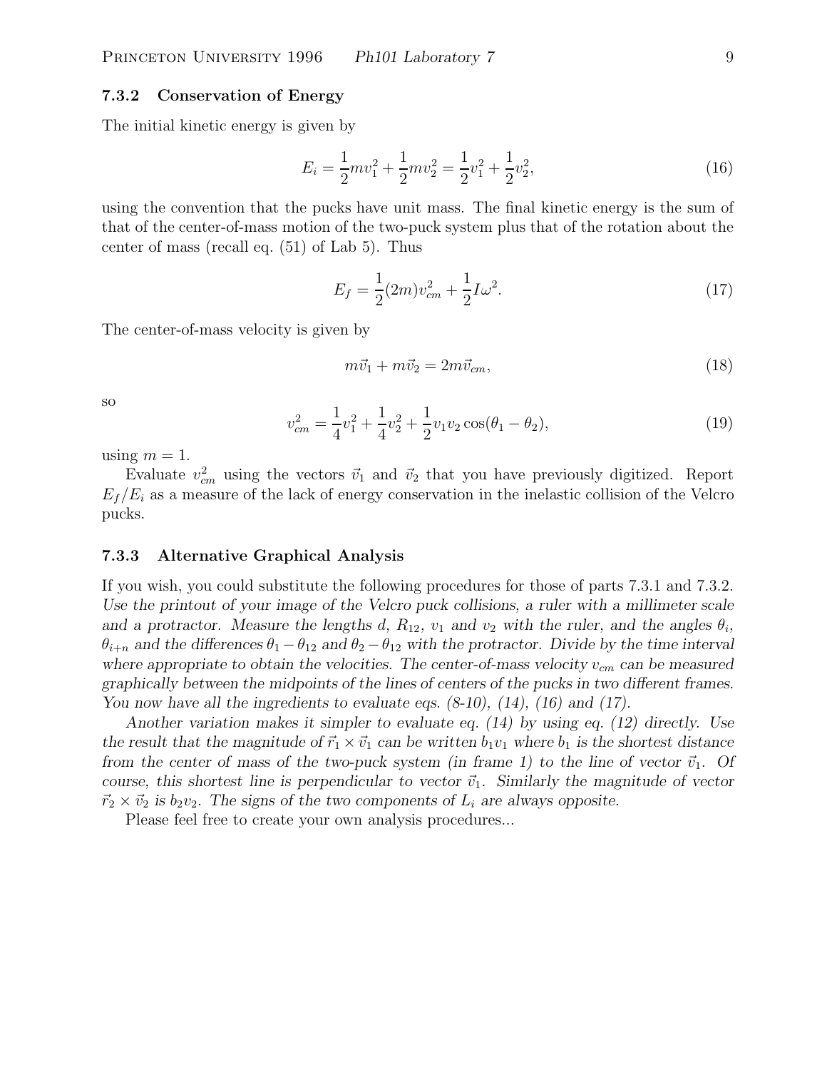### 7.3.2 Conservation of Energy

The initial kinetic energy is given by

$$E_i = \frac{1}{2}mv_1^2 + \frac{1}{2}mv_2^2 = \frac{1}{2}v_1^2 + \frac{1}{2}v_2^2, \tag{16}$$

using the convention that the pucks have unit mass. The final kinetic energy is the sum of that of the center-of-mass motion of the two-puck system plus that of the rotation about the center of mass (recall eq. (51) of Lab 5). Thus

$$E_f = \frac{1}{2}(2m)v_{cm}^2 + \frac{1}{2}I\omega^2. \tag{17}$$

The center-of-mass velocity is given by

$$m\vec{v}_1 + m\vec{v}_2 = 2m\vec{v}_{cm}, \tag{18}$$

so

$$v_{cm}^2 = \frac{1}{4}v_1^2 + \frac{1}{4}v_2^2 + \frac{1}{2}v_1 v_2 \cos(\theta_1 - \theta_2), \tag{19}$$

using $m = 1$.

Evaluate $v_{cm}^2$ using the vectors $\vec{v}_1$ and $\vec{v}_2$ that you have previously digitized. Report $E_f/E_i$ as a measure of the lack of energy conservation in the inelastic collision of the Velcro pucks.

### 7.3.3 Alternative Graphical Analysis

If you wish, you could substitute the following procedures for those of parts 7.3.1 and 7.3.2. *Use the printout of your image of the Velcro puck collisions, a ruler with a millimeter scale and a protractor. Measure the lengths $d$, $R_{12}$, $v_1$ and $v_2$ with the ruler, and the angles $\theta_i$, $\theta_{i+n}$ and the differences $\theta_1 - \theta_{12}$ and $\theta_2 - \theta_{12}$ with the protractor. Divide by the time interval where appropriate to obtain the velocities. The center-of-mass velocity $v_{cm}$ can be measured graphically between the midpoints of the lines of centers of the pucks in two different frames. You now have all the ingredients to evaluate eqs. (8-10), (14), (16) and (17).*

*Another variation makes it simpler to evaluate eq. (14) by using eq. (12) directly. Use the result that the magnitude of $\vec{r}_1 \times \vec{v}_1$ can be written $b_1 v_1$ where $b_1$ is the shortest distance from the center of mass of the two-puck system (in frame 1) to the line of vector $\vec{v}_1$. Of course, this shortest line is perpendicular to vector $\vec{v}_1$. Similarly the magnitude of vector $\vec{r}_2 \times \vec{v}_2$ is $b_2 v_2$. The signs of the two components of $L_i$ are always opposite.*

Please feel free to create your own analysis procedures...